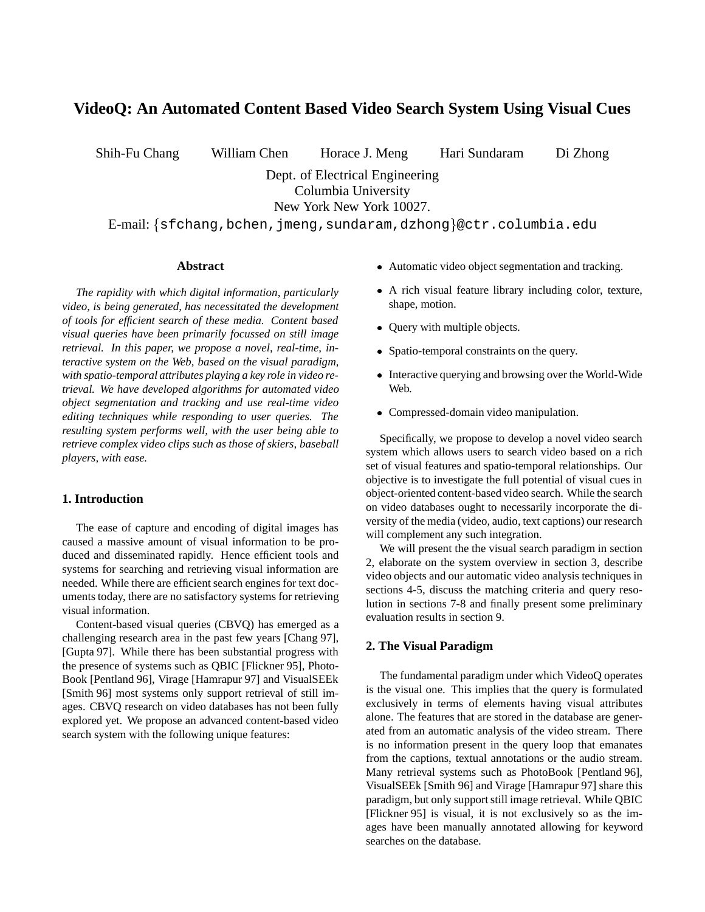# VideoQ: An Automated Content Based Video Search System Using Visual Cues

Shih-Fu Chang  William Chen  Horace J. Meng  Hari Sundaram  Di Zhong

Dept. of Electrical Engineering
Columbia University
New York New York 10027.

E-mail: {sfchang,bchen,jmeng,sundaram,dzhong}@ctr.columbia.edu

## Abstract

*The rapidity with which digital information, particularly video, is being generated, has necessitated the development of tools for efficient search of these media. Content based visual queries have been primarily focussed on still image retrieval. In this paper, we propose a novel, real-time, interactive system on the Web, based on the visual paradigm, with spatio-temporal attributes playing a key role in video retrieval. We have developed algorithms for automated video object segmentation and tracking and use real-time video editing techniques while responding to user queries. The resulting system performs well, with the user being able to retrieve complex video clips such as those of skiers, baseball players, with ease.*

## 1. Introduction

The ease of capture and encoding of digital images has caused a massive amount of visual information to be produced and disseminated rapidly. Hence efficient tools and systems for searching and retrieving visual information are needed. While there are efficient search engines for text documents today, there are no satisfactory systems for retrieving visual information.

Content-based visual queries (CBVQ) has emerged as a challenging research area in the past few years [Chang 97], [Gupta 97]. While there has been substantial progress with the presence of systems such as QBIC [Flickner 95], PhotoBook [Pentland 96], Virage [Hamrapur 97] and VisualSEEk [Smith 96] most systems only support retrieval of still images. CBVQ research on video databases has not been fully explored yet. We propose an advanced content-based video search system with the following unique features:

- Automatic video object segmentation and tracking.
- A rich visual feature library including color, texture, shape, motion.
- Query with multiple objects.
- Spatio-temporal constraints on the query.
- Interactive querying and browsing over the World-Wide Web.
- Compressed-domain video manipulation.

Specifically, we propose to develop a novel video search system which allows users to search video based on a rich set of visual features and spatio-temporal relationships. Our objective is to investigate the full potential of visual cues in object-oriented content-based video search. While the search on video databases ought to necessarily incorporate the diversity of the media (video, audio, text captions) our research will complement any such integration.

We will present the the visual search paradigm in section 2, elaborate on the system overview in section 3, describe video objects and our automatic video analysis techniques in sections 4-5, discuss the matching criteria and query resolution in sections 7-8 and finally present some preliminary evaluation results in section 9.

## 2. The Visual Paradigm

The fundamental paradigm under which VideoQ operates is the visual one. This implies that the query is formulated exclusively in terms of elements having visual attributes alone. The features that are stored in the database are generated from an automatic analysis of the video stream. There is no information present in the query loop that emanates from the captions, textual annotations or the audio stream. Many retrieval systems such as PhotoBook [Pentland 96], VisualSEEk [Smith 96] and Virage [Hamrapur 97] share this paradigm, but only support still image retrieval. While QBIC [Flickner 95] is visual, it is not exclusively so as the images have been manually annotated allowing for keyword searches on the database.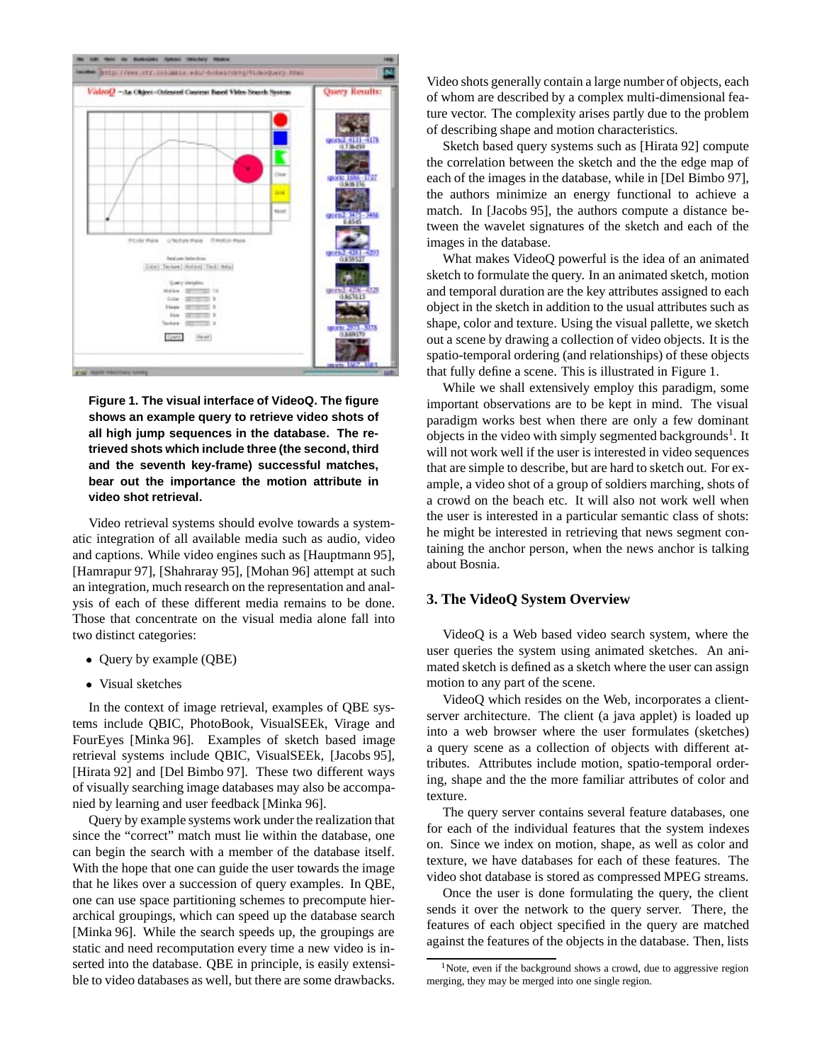**Figure 1. The visual interface of VideoQ. The figure shows an example query to retrieve video shots of all high jump sequences in the database. The retrieved shots which include three (the second, third and the seventh key-frame) successful matches, bear out the importance the motion attribute in video shot retrieval.**

Video retrieval systems should evolve towards a systematic integration of all available media such as audio, video and captions. While video engines such as [Hauptmann 95], [Hamrapur 97], [Shahraray 95], [Mohan 96] attempt at such an integration, much research on the representation and analysis of each of these different media remains to be done. Those that concentrate on the visual media alone fall into two distinct categories:

- Query by example (QBE)
- Visual sketches

In the context of image retrieval, examples of QBE systems include QBIC, PhotoBook, VisualSEEk, Virage and FourEyes [Minka 96]. Examples of sketch based image retrieval systems include QBIC, VisualSEEk, [Jacobs 95], [Hirata 92] and [Del Bimbo 97]. These two different ways of visually searching image databases may also be accompanied by learning and user feedback [Minka 96].

Query by example systems work under the realization that since the "correct" match must lie within the database, one can begin the search with a member of the database itself. With the hope that one can guide the user towards the image that he likes over a succession of query examples. In QBE, one can use space partitioning schemes to precompute hierarchical groupings, which can speed up the database search [Minka 96]. While the search speeds up, the groupings are static and need recomputation every time a new video is inserted into the database. QBE in principle, is easily extensible to video databases as well, but there are some drawbacks. Video shots generally contain a large number of objects, each of whom are described by a complex multi-dimensional feature vector. The complexity arises partly due to the problem of describing shape and motion characteristics.

Sketch based query systems such as [Hirata 92] compute the correlation between the sketch and the the edge map of each of the images in the database, while in [Del Bimbo 97], the authors minimize an energy functional to achieve a match. In [Jacobs 95], the authors compute a distance between the wavelet signatures of the sketch and each of the images in the database.

What makes VideoQ powerful is the idea of an animated sketch to formulate the query. In an animated sketch, motion and temporal duration are the key attributes assigned to each object in the sketch in addition to the usual attributes such as shape, color and texture. Using the visual pallette, we sketch out a scene by drawing a collection of video objects. It is the spatio-temporal ordering (and relationships) of these objects that fully define a scene. This is illustrated in Figure 1.

While we shall extensively employ this paradigm, some important observations are to be kept in mind. The visual paradigm works best when there are only a few dominant objects in the video with simply segmented backgrounds[1]. It will not work well if the user is interested in video sequences that are simple to describe, but are hard to sketch out. For example, a video shot of a group of soldiers marching, shots of a crowd on the beach etc. It will also not work well when the user is interested in a particular semantic class of shots: he might be interested in retrieving that news segment containing the anchor person, when the news anchor is talking about Bosnia.

## 3. The VideoQ System Overview

VideoQ is a Web based video search system, where the user queries the system using animated sketches. An animated sketch is defined as a sketch where the user can assign motion to any part of the scene.

VideoQ which resides on the Web, incorporates a client-server architecture. The client (a java applet) is loaded up into a web browser where the user formulates (sketches) a query scene as a collection of objects with different attributes. Attributes include motion, spatio-temporal ordering, shape and the the more familiar attributes of color and texture.

The query server contains several feature databases, one for each of the individual features that the system indexes on. Since we index on motion, shape, as well as color and texture, we have databases for each of these features. The video shot database is stored as compressed MPEG streams.

Once the user is done formulating the query, the client sends it over the network to the query server. There, the features of each object specified in the query are matched against the features of the objects in the database. Then, lists

[1] Note, even if the background shows a crowd, due to aggressive region merging, they may be merged into one single region.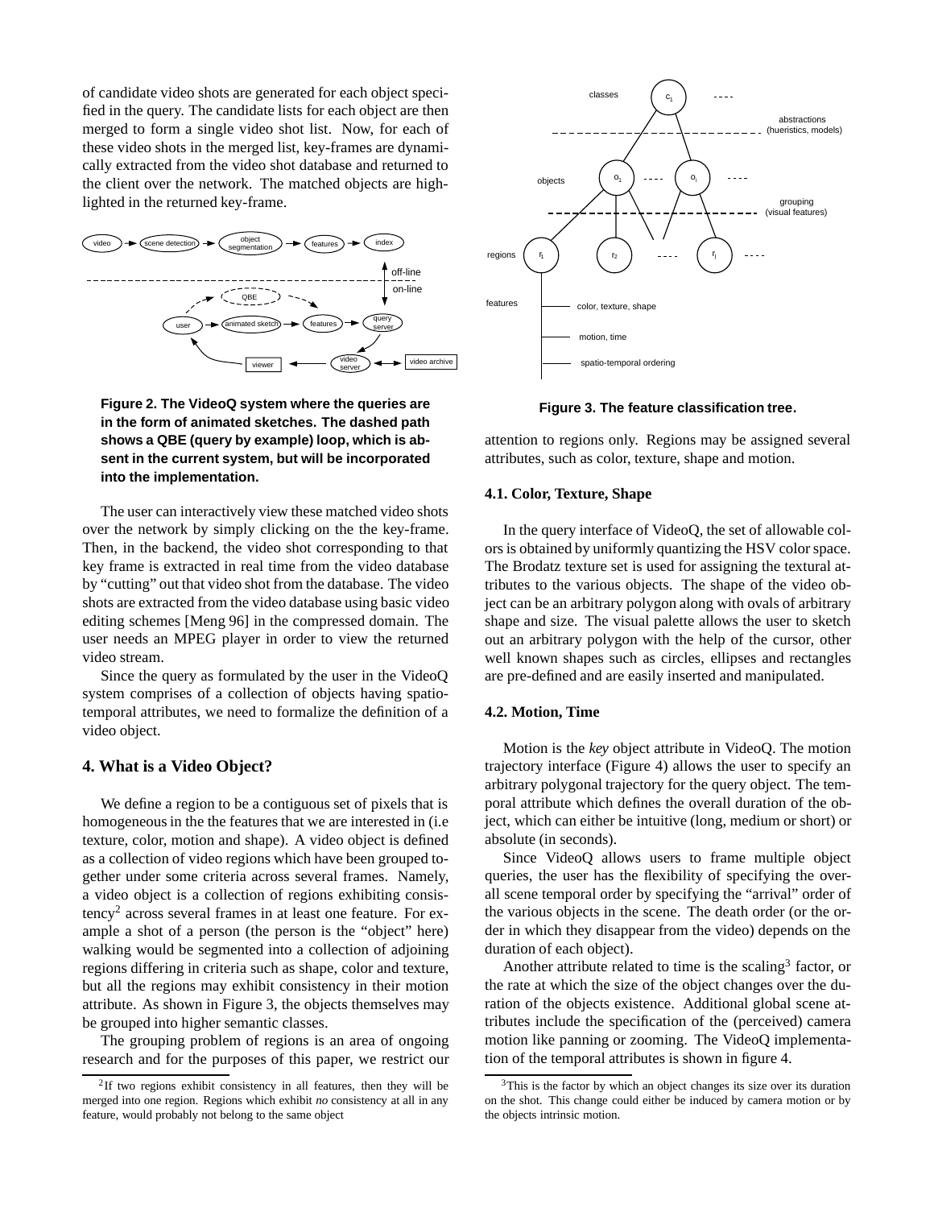of candidate video shots are generated for each object specified in the query. The candidate lists for each object are then merged to form a single video shot list. Now, for each of these video shots in the merged list, key-frames are dynamically extracted from the video shot database and returned to the client over the network. The matched objects are highlighted in the returned key-frame.

**Figure 2. The VideoQ system where the queries are in the form of animated sketches. The dashed path shows a QBE (query by example) loop, which is absent in the current system, but will be incorporated into the implementation.**

The user can interactively view these matched video shots over the network by simply clicking on the the key-frame. Then, in the backend, the video shot corresponding to that key frame is extracted in real time from the video database by "cutting" out that video shot from the database. The video shots are extracted from the video database using basic video editing schemes [Meng 96] in the compressed domain. The user needs an MPEG player in order to view the returned video stream.

Since the query as formulated by the user in the VideoQ system comprises of a collection of objects having spatio-temporal attributes, we need to formalize the definition of a video object.

## 4. What is a Video Object?

We define a region to be a contiguous set of pixels that is homogeneous in the the features that we are interested in (i.e texture, color, motion and shape). A video object is defined as a collection of video regions which have been grouped together under some criteria across several frames. Namely, a video object is a collection of regions exhibiting consistency[2] across several frames in at least one feature. For example a shot of a person (the person is the "object" here) walking would be segmented into a collection of adjoining regions differing in criteria such as shape, color and texture, but all the regions may exhibit consistency in their motion attribute. As shown in Figure 3, the objects themselves may be grouped into higher semantic classes.

The grouping problem of regions is an area of ongoing research and for the purposes of this paper, we restrict our attention to regions only. Regions may be assigned several attributes, such as color, texture, shape and motion.

**Figure 3. The feature classification tree.**

### 4.1. Color, Texture, Shape

In the query interface of VideoQ, the set of allowable colors is obtained by uniformly quantizing the HSV color space. The Brodatz texture set is used for assigning the textural attributes to the various objects. The shape of the video object can be an arbitrary polygon along with ovals of arbitrary shape and size. The visual palette allows the user to sketch out an arbitrary polygon with the help of the cursor, other well known shapes such as circles, ellipses and rectangles are pre-defined and are easily inserted and manipulated.

### 4.2. Motion, Time

Motion is the *key* object attribute in VideoQ. The motion trajectory interface (Figure 4) allows the user to specify an arbitrary polygonal trajectory for the query object. The temporal attribute which defines the overall duration of the object, which can either be intuitive (long, medium or short) or absolute (in seconds).

Since VideoQ allows users to frame multiple object queries, the user has the flexibility of specifying the overall scene temporal order by specifying the "arrival" order of the various objects in the scene. The death order (or the order in which they disappear from the video) depends on the duration of each object).

Another attribute related to time is the scaling[3] factor, or the rate at which the size of the object changes over the duration of the objects existence. Additional global scene attributes include the specification of the (perceived) camera motion like panning or zooming. The VideoQ implementation of the temporal attributes is shown in figure 4.

[2] If two regions exhibit consistency in all features, then they will be merged into one region. Regions which exhibit *no* consistency at all in any feature, would probably not belong to the same object

[3] This is the factor by which an object changes its size over its duration on the shot. This change could either be induced by camera motion or by the objects intrinsic motion.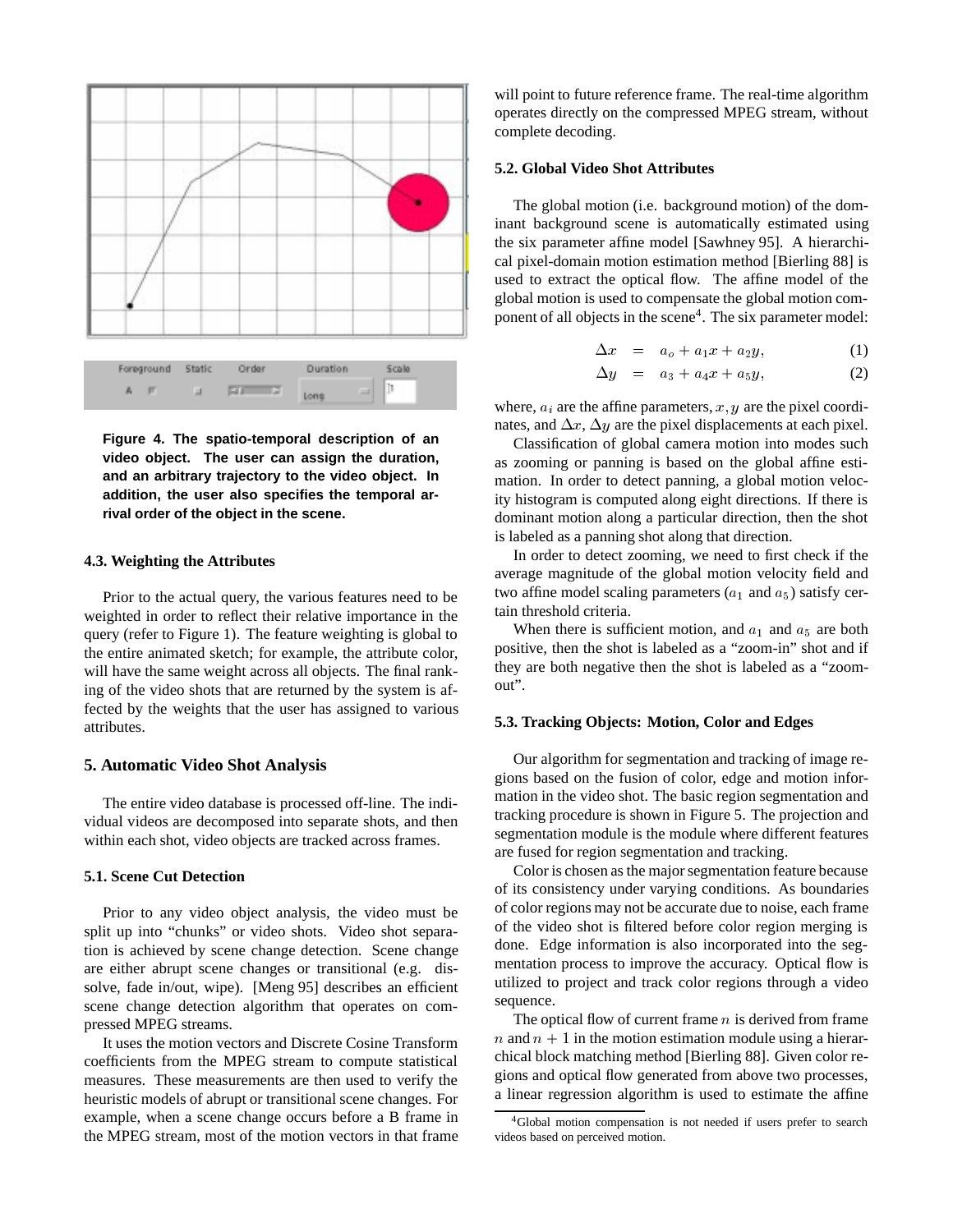Figure 4. The spatio-temporal description of an video object. The user can assign the duration, and an arbitrary trajectory to the video object. In addition, the user also specifies the temporal arrival order of the object in the scene.

### 4.3. Weighting the Attributes

Prior to the actual query, the various features need to be weighted in order to reflect their relative importance in the query (refer to Figure 1). The feature weighting is global to the entire animated sketch; for example, the attribute color, will have the same weight across all objects. The final ranking of the video shots that are returned by the system is affected by the weights that the user has assigned to various attributes.

## 5. Automatic Video Shot Analysis

The entire video database is processed off-line. The individual videos are decomposed into separate shots, and then within each shot, video objects are tracked across frames.

### 5.1. Scene Cut Detection

Prior to any video object analysis, the video must be split up into "chunks" or video shots. Video shot separation is achieved by scene change detection. Scene change are either abrupt scene changes or transitional (e.g. dissolve, fade in/out, wipe). [Meng 95] describes an efficient scene change detection algorithm that operates on compressed MPEG streams.

It uses the motion vectors and Discrete Cosine Transform coefficients from the MPEG stream to compute statistical measures. These measurements are then used to verify the heuristic models of abrupt or transitional scene changes. For example, when a scene change occurs before a B frame in the MPEG stream, most of the motion vectors in that frame will point to future reference frame. The real-time algorithm operates directly on the compressed MPEG stream, without complete decoding.

### 5.2. Global Video Shot Attributes

The global motion (i.e. background motion) of the dominant background scene is automatically estimated using the six parameter affine model [Sawhney 95]. A hierarchical pixel-domain motion estimation method [Bierling 88] is used to extract the optical flow. The affine model of the global motion is used to compensate the global motion component of all objects in the scene[4]. The six parameter model:

$$\Delta x = a_o + a_1 x + a_2 y, \tag{1}$$

$$\Delta y = a_3 + a_4 x + a_5 y, \tag{2}$$

where, $a_i$ are the affine parameters, $x, y$ are the pixel coordinates, and $\Delta x$, $\Delta y$ are the pixel displacements at each pixel.

Classification of global camera motion into modes such as zooming or panning is based on the global affine estimation. In order to detect panning, a global motion velocity histogram is computed along eight directions. If there is dominant motion along a particular direction, then the shot is labeled as a panning shot along that direction.

In order to detect zooming, we need to first check if the average magnitude of the global motion velocity field and two affine model scaling parameters ($a_1$ and $a_5$) satisfy certain threshold criteria.

When there is sufficient motion, and $a_1$ and $a_5$ are both positive, then the shot is labeled as a "zoom-in" shot and if they are both negative then the shot is labeled as a "zoom-out".

### 5.3. Tracking Objects: Motion, Color and Edges

Our algorithm for segmentation and tracking of image regions based on the fusion of color, edge and motion information in the video shot. The basic region segmentation and tracking procedure is shown in Figure 5. The projection and segmentation module is the module where different features are fused for region segmentation and tracking.

Color is chosen as the major segmentation feature because of its consistency under varying conditions. As boundaries of color regions may not be accurate due to noise, each frame of the video shot is filtered before color region merging is done. Edge information is also incorporated into the segmentation process to improve the accuracy. Optical flow is utilized to project and track color regions through a video sequence.

The optical flow of current frame $n$ is derived from frame $n$ and $n+1$ in the motion estimation module using a hierarchical block matching method [Bierling 88]. Given color regions and optical flow generated from above two processes, a linear regression algorithm is used to estimate the affine

[4]Global motion compensation is not needed if users prefer to search videos based on perceived motion.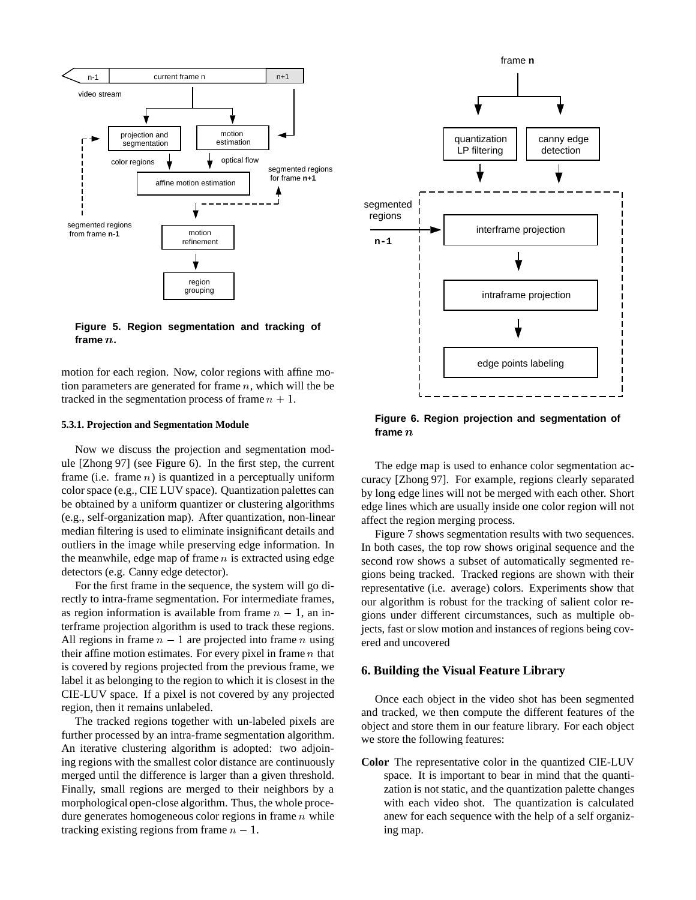**Figure 5. Region segmentation and tracking of frame $n$.**

motion for each region. Now, color regions with affine motion parameters are generated for frame $n$, which will the be tracked in the segmentation process of frame $n + 1$.

#### 5.3.1. Projection and Segmentation Module

Now we discuss the projection and segmentation module [Zhong 97] (see Figure 6). In the first step, the current frame (i.e. frame $n$) is quantized in a perceptually uniform color space (e.g., CIE LUV space). Quantization palettes can be obtained by a uniform quantizer or clustering algorithms (e.g., self-organization map). After quantization, non-linear median filtering is used to eliminate insignificant details and outliers in the image while preserving edge information. In the meanwhile, edge map of frame $n$ is extracted using edge detectors (e.g. Canny edge detector).

For the first frame in the sequence, the system will go directly to intra-frame segmentation. For intermediate frames, as region information is available from frame $n - 1$, an interframe projection algorithm is used to track these regions. All regions in frame $n - 1$ are projected into frame $n$ using their affine motion estimates. For every pixel in frame $n$ that is covered by regions projected from the previous frame, we label it as belonging to the region to which it is closest in the CIE-LUV space. If a pixel is not covered by any projected region, then it remains unlabeled.

The tracked regions together with un-labeled pixels are further processed by an intra-frame segmentation algorithm. An iterative clustering algorithm is adopted: two adjoining regions with the smallest color distance are continuously merged until the difference is larger than a given threshold. Finally, small regions are merged to their neighbors by a morphological open-close algorithm. Thus, the whole procedure generates homogeneous color regions in frame $n$ while tracking existing regions from frame $n - 1$.

**Figure 6. Region projection and segmentation of frame $n$**

The edge map is used to enhance color segmentation accuracy [Zhong 97]. For example, regions clearly separated by long edge lines will not be merged with each other. Short edge lines which are usually inside one color region will not affect the region merging process.

Figure 7 shows segmentation results with two sequences. In both cases, the top row shows original sequence and the second row shows a subset of automatically segmented regions being tracked. Tracked regions are shown with their representative (i.e. average) colors. Experiments show that our algorithm is robust for the tracking of salient color regions under different circumstances, such as multiple objects, fast or slow motion and instances of regions being covered and uncovered

## 6. Building the Visual Feature Library

Once each object in the video shot has been segmented and tracked, we then compute the different features of the object and store them in our feature library. For each object we store the following features:

**Color** The representative color in the quantized CIE-LUV space. It is important to bear in mind that the quantization is not static, and the quantization palette changes with each video shot. The quantization is calculated anew for each sequence with the help of a self organizing map.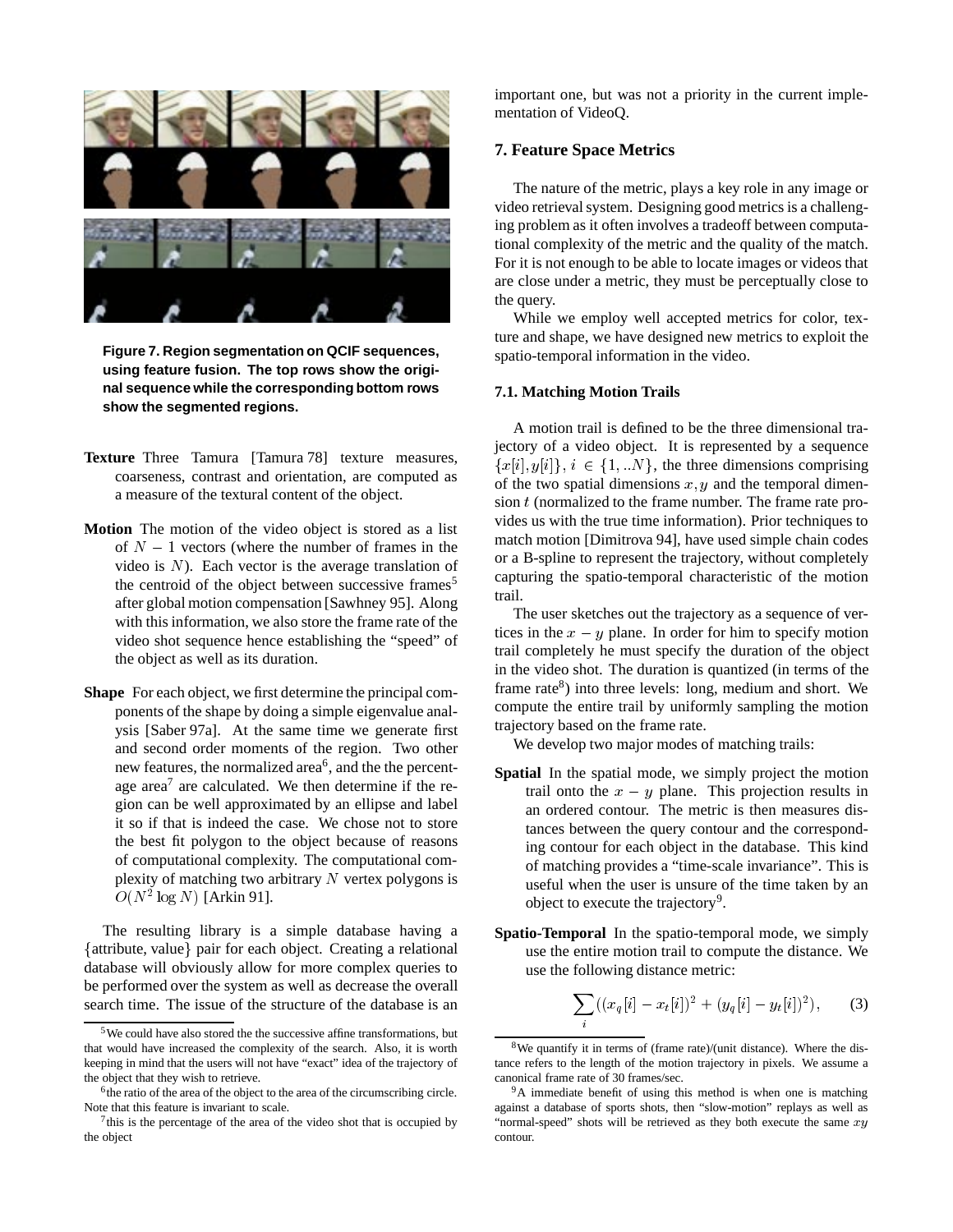**Figure 7. Region segmentation on QCIF sequences, using feature fusion. The top rows show the original sequence while the corresponding bottom rows show the segmented regions.**

**Texture** Three Tamura [Tamura 78] texture measures, coarseness, contrast and orientation, are computed as a measure of the textural content of the object.

**Motion** The motion of the video object is stored as a list of $N-1$ vectors (where the number of frames in the video is $N$). Each vector is the average translation of the centroid of the object between successive frames[5] after global motion compensation [Sawhney 95]. Along with this information, we also store the frame rate of the video shot sequence hence establishing the "speed" of the object as well as its duration.

**Shape** For each object, we first determine the principal components of the shape by doing a simple eigenvalue analysis [Saber 97a]. At the same time we generate first and second order moments of the region. Two other new features, the normalized area[6], and the the percentage area[7] are calculated. We then determine if the region can be well approximated by an ellipse and label it so if that is indeed the case. We chose not to store the best fit polygon to the object because of reasons of computational complexity. The computational complexity of matching two arbitrary $N$ vertex polygons is $O(N^2 \log N)$ [Arkin 91].

The resulting library is a simple database having a {attribute, value} pair for each object. Creating a relational database will obviously allow for more complex queries to be performed over the system as well as decrease the overall search time. The issue of the structure of the database is an important one, but was not a priority in the current implementation of VideoQ.

## 7. Feature Space Metrics

The nature of the metric, plays a key role in any image or video retrieval system. Designing good metrics is a challenging problem as it often involves a tradeoff between computational complexity of the metric and the quality of the match. For it is not enough to be able to locate images or videos that are close under a metric, they must be perceptually close to the query.

While we employ well accepted metrics for color, texture and shape, we have designed new metrics to exploit the spatio-temporal information in the video.

### 7.1. Matching Motion Trails

A motion trail is defined to be the three dimensional trajectory of a video object. It is represented by a sequence $\{x[i], y[i]\}$, $i \in \{1, ..N\}$, the three dimensions comprising of the two spatial dimensions $x, y$ and the temporal dimension $t$ (normalized to the frame number. The frame rate provides us with the true time information). Prior techniques to match motion [Dimitrova 94], have used simple chain codes or a B-spline to represent the trajectory, without completely capturing the spatio-temporal characteristic of the motion trail.

The user sketches out the trajectory as a sequence of vertices in the $x-y$ plane. In order for him to specify motion trail completely he must specify the duration of the object in the video shot. The duration is quantized (in terms of the frame rate[8]) into three levels: long, medium and short. We compute the entire trail by uniformly sampling the motion trajectory based on the frame rate.

We develop two major modes of matching trails:

**Spatial** In the spatial mode, we simply project the motion trail onto the $x-y$ plane. This projection results in an ordered contour. The metric is then measures distances between the query contour and the corresponding contour for each object in the database. This kind of matching provides a "time-scale invariance". This is useful when the user is unsure of the time taken by an object to execute the trajectory[9].

**Spatio-Temporal** In the spatio-temporal mode, we simply use the entire motion trail to compute the distance. We use the following distance metric:

$$\sum_i ((x_q[i] - x_t[i])^2 + (y_q[i] - y_t[i])^2), \qquad (3)$$

[5] We could have also stored the the successive affine transformations, but that would have increased the complexity of the search. Also, it is worth keeping in mind that the users will not have "exact" idea of the trajectory of the object that they wish to retrieve.

[6] the ratio of the area of the object to the area of the circumscribing circle. Note that this feature is invariant to scale.

[7] this is the percentage of the area of the video shot that is occupied by the object

[8] We quantify it in terms of (frame rate)/(unit distance). Where the distance refers to the length of the motion trajectory in pixels. We assume a canonical frame rate of 30 frames/sec.

[9] A immediate benefit of using this method is when one is matching against a database of sports shots, then "slow-motion" replays as well as "normal-speed" shots will be retrieved as they both execute the same $xy$ contour.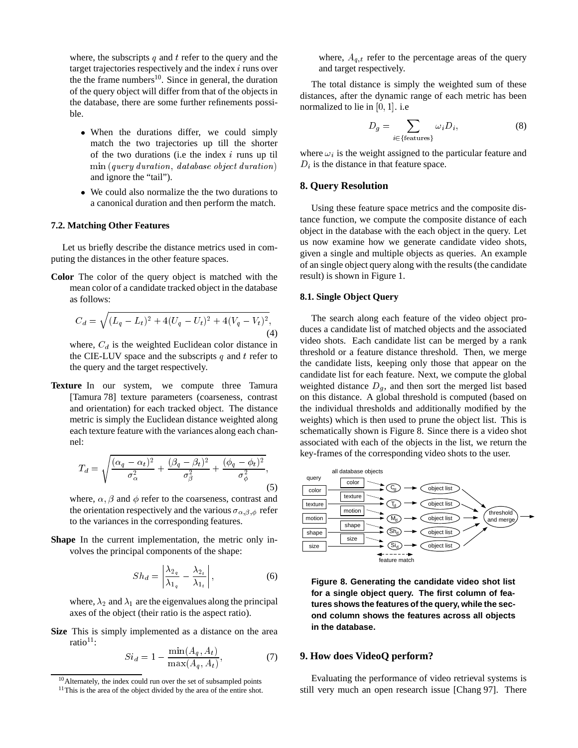where, the subscripts $q$ and $t$ refer to the query and the target trajectories respectively and the index $i$ runs over the the frame numbers[10]. Since in general, the duration of the query object will differ from that of the objects in the database, there are some further refinements possible.

- When the durations differ, we could simply match the two trajectories up till the shorter of the two durations (i.e the index $i$ runs up til $\min(query\ duration,\ database\ object\ duration)$ and ignore the "tail").
- We could also normalize the the two durations to a canonical duration and then perform the match.

### 7.2. Matching Other Features

Let us briefly describe the distance metrics used in computing the distances in the other feature spaces.

**Color** The color of the query object is matched with the mean color of a candidate tracked object in the database as follows:

$$C_d = \sqrt{(L_q - L_t)^2 + 4(U_q - U_t)^2 + 4(V_q - V_t)^2}, \tag{4}$$

where, $C_d$ is the weighted Euclidean color distance in the CIE-LUV space and the subscripts $q$ and $t$ refer to the query and the target respectively.

**Texture** In our system, we compute three Tamura [Tamura 78] texture parameters (coarseness, contrast and orientation) for each tracked object. The distance metric is simply the Euclidean distance weighted along each texture feature with the variances along each channel:

$$T_d = \sqrt{\frac{(\alpha_q - \alpha_t)^2}{\sigma_\alpha^2} + \frac{(\beta_q - \beta_t)^2}{\sigma_\beta^2} + \frac{(\phi_q - \phi_t)^2}{\sigma_\phi^2}}, \tag{5}$$

where, $\alpha, \beta$ and $\phi$ refer to the coarseness, contrast and the orientation respectively and the various $\sigma_{\alpha,\beta,\phi}$ refer to the variances in the corresponding features.

**Shape** In the current implementation, the metric only involves the principal components of the shape:

$$Sh_d = \left| \frac{\lambda_{2_q}}{\lambda_{1_q}} - \frac{\lambda_{2_t}}{\lambda_{1_t}} \right|, \tag{6}$$

where, $\lambda_2$ and $\lambda_1$ are the eigenvalues along the principal axes of the object (their ratio is the aspect ratio).

**Size** This is simply implemented as a distance on the area ratio[11]:

$$Si_d = 1 - \frac{\min(A_q, A_t)}{\max(A_q, A_t)}, \tag{7}$$

where, $A_{q,t}$ refer to the percentage areas of the query and target respectively.

The total distance is simply the weighted sum of these distances, after the dynamic range of each metric has been normalized to lie in $[0, 1]$. i.e

$$D_g = \sum_{i \in \{\text{features}\}} \omega_i D_i, \tag{8}$$

where $\omega_i$ is the weight assigned to the particular feature and $D_i$ is the distance in that feature space.

## 8. Query Resolution

Using these feature space metrics and the composite distance function, we compute the composite distance of each object in the database with the each object in the query. Let us now examine how we generate candidate video shots, given a single and multiple objects as queries. An example of an single object query along with the results (the candidate result) is shown in Figure 1.

### 8.1. Single Object Query

The search along each feature of the video object produces a candidate list of matched objects and the associated video shots. Each candidate list can be merged by a rank threshold or a feature distance threshold. Then, we merge the candidate lists, keeping only those that appear on the candidate list for each feature. Next, we compute the global weighted distance $D_g$, and then sort the merged list based on this distance. A global threshold is computed (based on the individual thresholds and additionally modified by the weights) which is then used to prune the object list. This is schematically shown is Figure 8. Since there is a video shot associated with each of the objects in the list, we return the key-frames of the corresponding video shots to the user.

**Figure 8. Generating the candidate video shot list for a single object query. The first column of features shows the features of the query, while the second column shows the features across all objects in the database.**

## 9. How does VideoQ perform?

Evaluating the performance of video retrieval systems is still very much an open research issue [Chang 97]. There

[10] Alternately, the index could run over the set of subsampled points

[11] This is the area of the object divided by the area of the entire shot.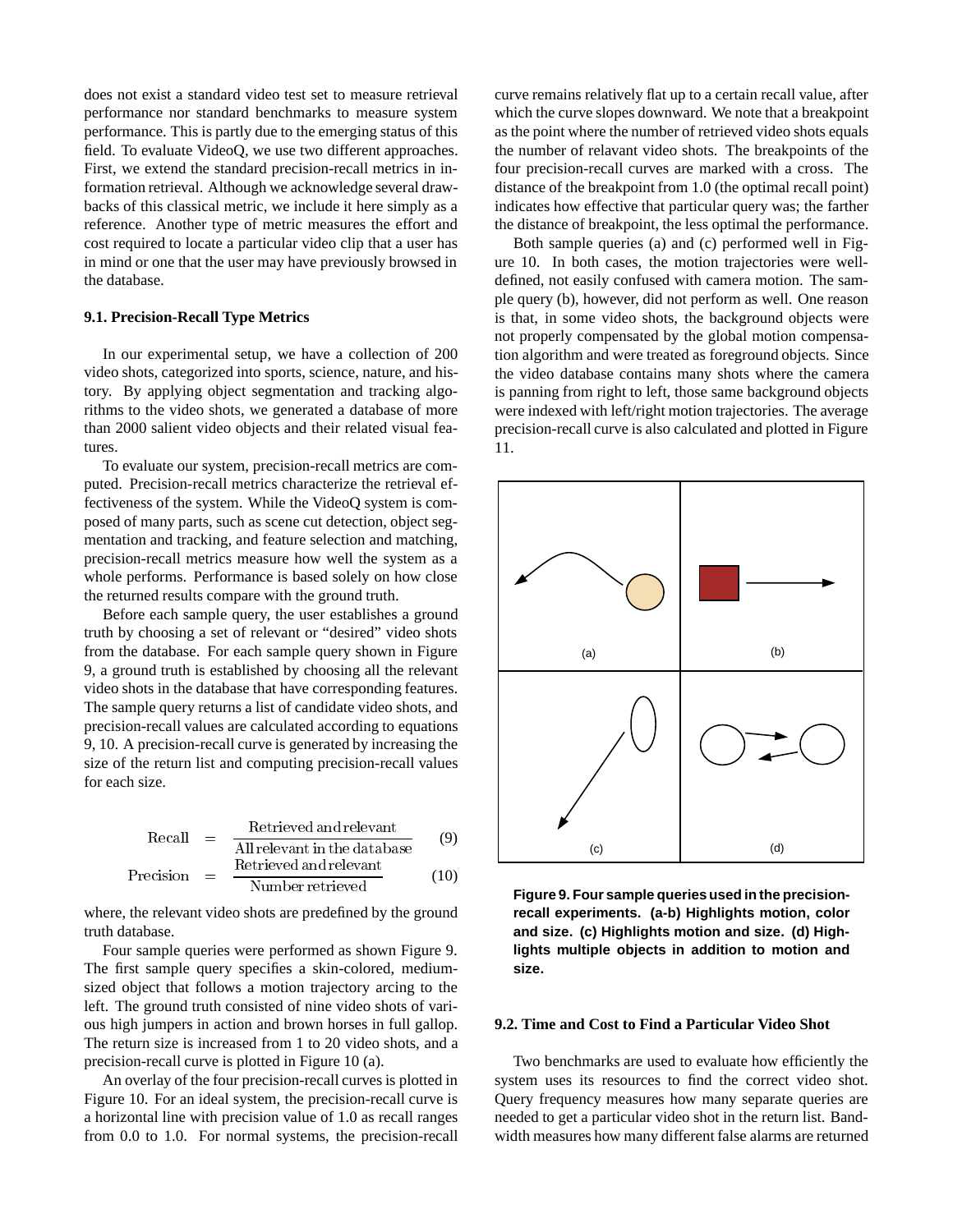does not exist a standard video test set to measure retrieval performance nor standard benchmarks to measure system performance. This is partly due to the emerging status of this field. To evaluate VideoQ, we use two different approaches. First, we extend the standard precision-recall metrics in information retrieval. Although we acknowledge several drawbacks of this classical metric, we include it here simply as a reference. Another type of metric measures the effort and cost required to locate a particular video clip that a user has in mind or one that the user may have previously browsed in the database.

### 9.1. Precision-Recall Type Metrics

In our experimental setup, we have a collection of 200 video shots, categorized into sports, science, nature, and history. By applying object segmentation and tracking algorithms to the video shots, we generated a database of more than 2000 salient video objects and their related visual features.

To evaluate our system, precision-recall metrics are computed. Precision-recall metrics characterize the retrieval effectiveness of the system. While the VideoQ system is composed of many parts, such as scene cut detection, object segmentation and tracking, and feature selection and matching, precision-recall metrics measure how well the system as a whole performs. Performance is based solely on how close the returned results compare with the ground truth.

Before each sample query, the user establishes a ground truth by choosing a set of relevant or "desired" video shots from the database. For each sample query shown in Figure 9, a ground truth is established by choosing all the relevant video shots in the database that have corresponding features. The sample query returns a list of candidate video shots, and precision-recall values are calculated according to equations 9, 10. A precision-recall curve is generated by increasing the size of the return list and computing precision-recall values for each size.

$$\text{Recall} = \frac{\text{Retrieved and relevant}}{\text{All relevant in the database}} \quad (9)$$

$$\text{Precision} = \frac{\text{Retrieved and relevant}}{\text{Number retrieved}} \quad (10)$$

where, the relevant video shots are predefined by the ground truth database.

Four sample queries were performed as shown Figure 9. The first sample query specifies a skin-colored, medium-sized object that follows a motion trajectory arcing to the left. The ground truth consisted of nine video shots of various high jumpers in action and brown horses in full gallop. The return size is increased from 1 to 20 video shots, and a precision-recall curve is plotted in Figure 10 (a).

An overlay of the four precision-recall curves is plotted in Figure 10. For an ideal system, the precision-recall curve is a horizontal line with precision value of 1.0 as recall ranges from 0.0 to 1.0. For normal systems, the precision-recall curve remains relatively flat up to a certain recall value, after which the curve slopes downward. We note that a breakpoint as the point where the number of retrieved video shots equals the number of relavant video shots. The breakpoints of the four precision-recall curves are marked with a cross. The distance of the breakpoint from 1.0 (the optimal recall point) indicates how effective that particular query was; the farther the distance of breakpoint, the less optimal the performance.

Both sample queries (a) and (c) performed well in Figure 10. In both cases, the motion trajectories were well-defined, not easily confused with camera motion. The sample query (b), however, did not perform as well. One reason is that, in some video shots, the background objects were not properly compensated by the global motion compensation algorithm and were treated as foreground objects. Since the video database contains many shots where the camera is panning from right to left, those same background objects were indexed with left/right motion trajectories. The average precision-recall curve is also calculated and plotted in Figure 11.

**Figure 9. Four sample queries used in the precision-recall experiments. (a-b) Highlights motion, color and size. (c) Highlights motion and size. (d) Highlights multiple objects in addition to motion and size.**

### 9.2. Time and Cost to Find a Particular Video Shot

Two benchmarks are used to evaluate how efficiently the system uses its resources to find the correct video shot. Query frequency measures how many separate queries are needed to get a particular video shot in the return list. Bandwidth measures how many different false alarms are returned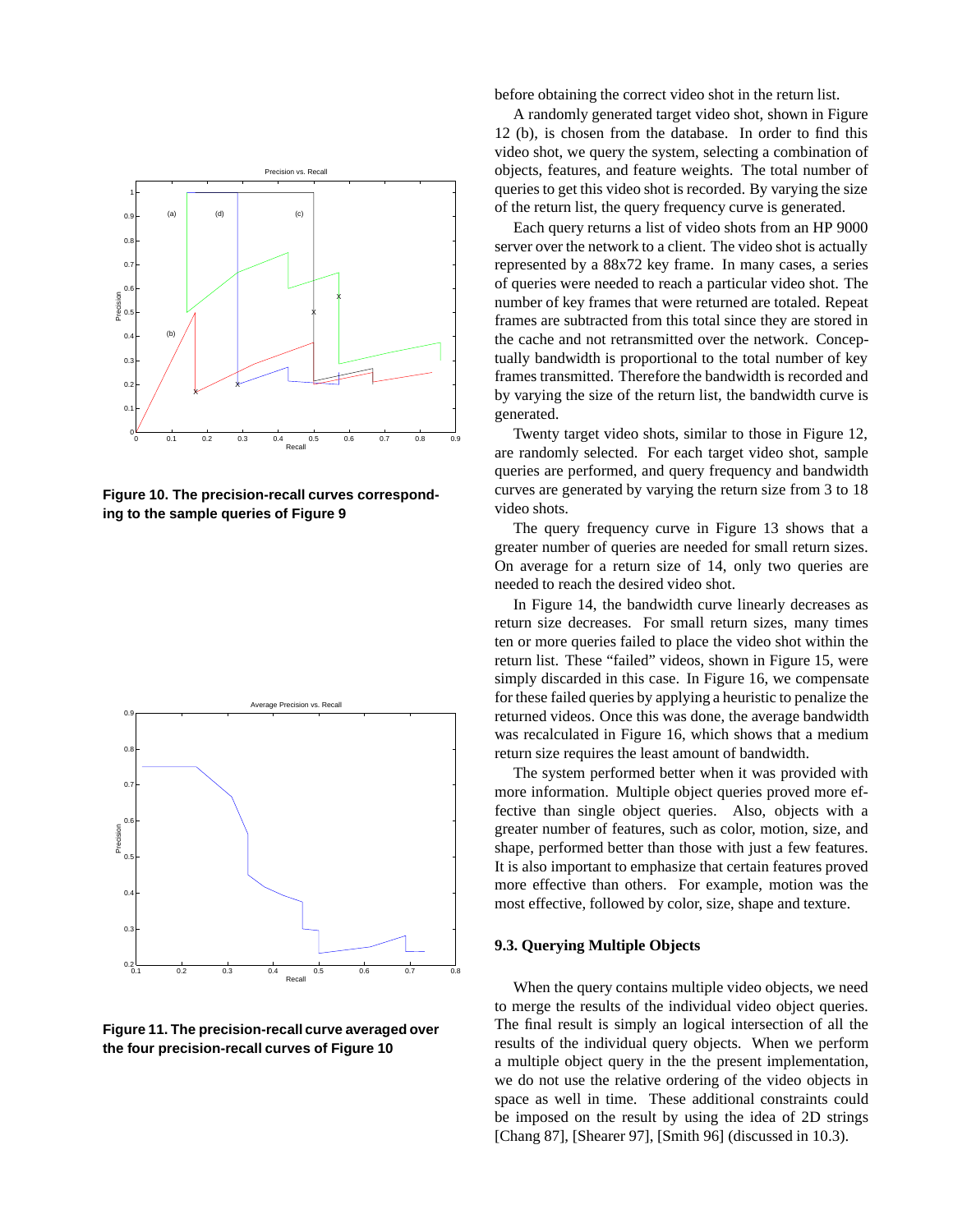Figure 10. The precision-recall curves corresponding to the sample queries of Figure 9

Figure 11. The precision-recall curve averaged over the four precision-recall curves of Figure 10

before obtaining the correct video shot in the return list.

A randomly generated target video shot, shown in Figure 12 (b), is chosen from the database. In order to find this video shot, we query the system, selecting a combination of objects, features, and feature weights. The total number of queries to get this video shot is recorded. By varying the size of the return list, the query frequency curve is generated.

Each query returns a list of video shots from an HP 9000 server over the network to a client. The video shot is actually represented by a 88x72 key frame. In many cases, a series of queries were needed to reach a particular video shot. The number of key frames that were returned are totaled. Repeat frames are subtracted from this total since they are stored in the cache and not retransmitted over the network. Conceptually bandwidth is proportional to the total number of key frames transmitted. Therefore the bandwidth is recorded and by varying the size of the return list, the bandwidth curve is generated.

Twenty target video shots, similar to those in Figure 12, are randomly selected. For each target video shot, sample queries are performed, and query frequency and bandwidth curves are generated by varying the return size from 3 to 18 video shots.

The query frequency curve in Figure 13 shows that a greater number of queries are needed for small return sizes. On average for a return size of 14, only two queries are needed to reach the desired video shot.

In Figure 14, the bandwidth curve linearly decreases as return size decreases. For small return sizes, many times ten or more queries failed to place the video shot within the return list. These "failed" videos, shown in Figure 15, were simply discarded in this case. In Figure 16, we compensate for these failed queries by applying a heuristic to penalize the returned videos. Once this was done, the average bandwidth was recalculated in Figure 16, which shows that a medium return size requires the least amount of bandwidth.

The system performed better when it was provided with more information. Multiple object queries proved more effective than single object queries. Also, objects with a greater number of features, such as color, motion, size, and shape, performed better than those with just a few features. It is also important to emphasize that certain features proved more effective than others. For example, motion was the most effective, followed by color, size, shape and texture.

### 9.3. Querying Multiple Objects

When the query contains multiple video objects, we need to merge the results of the individual video object queries. The final result is simply an logical intersection of all the results of the individual query objects. When we perform a multiple object query in the present implementation, we do not use the relative ordering of the video objects in space as well in time. These additional constraints could be imposed on the result by using the idea of 2D strings [Chang 87], [Shearer 97], [Smith 96] (discussed in 10.3).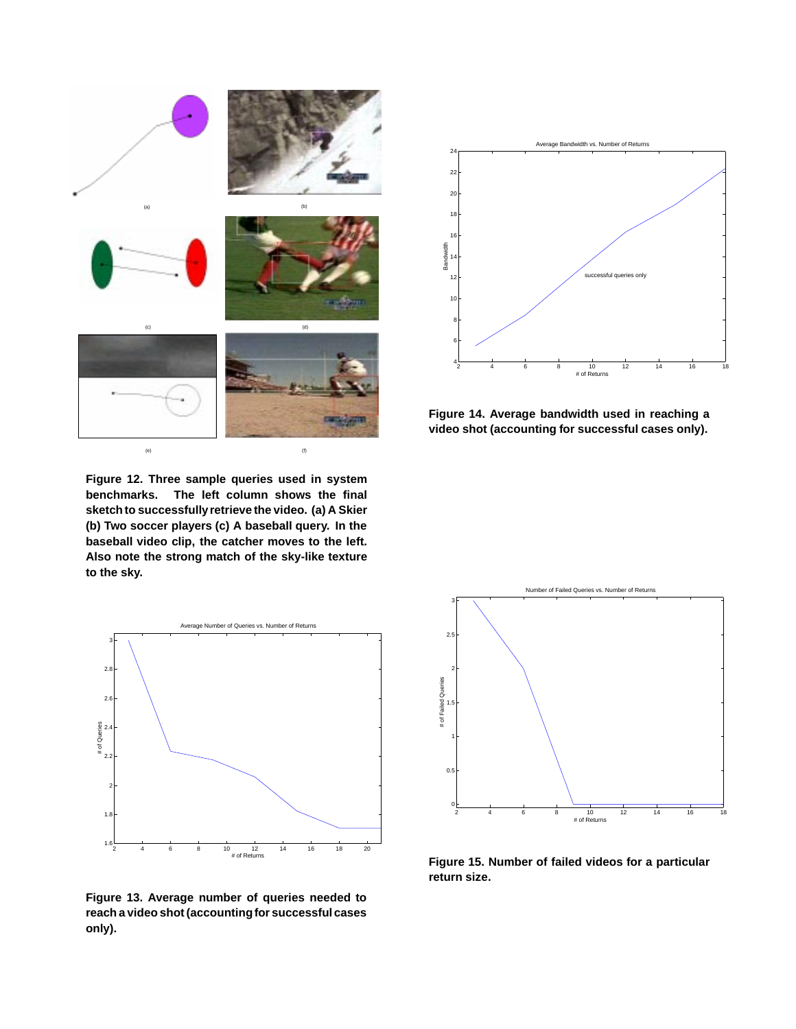Figure 12. Three sample queries used in system benchmarks. The left column shows the final sketch to successfully retrieve the video. (a) A Skier (b) Two soccer players (c) A baseball query. In the baseball video clip, the catcher moves to the left. Also note the strong match of the sky-like texture to the sky.

Figure 13. Average number of queries needed to reach a video shot (accounting for successful cases only).

Figure 14. Average bandwidth used in reaching a video shot (accounting for successful cases only).

Figure 15. Number of failed videos for a particular return size.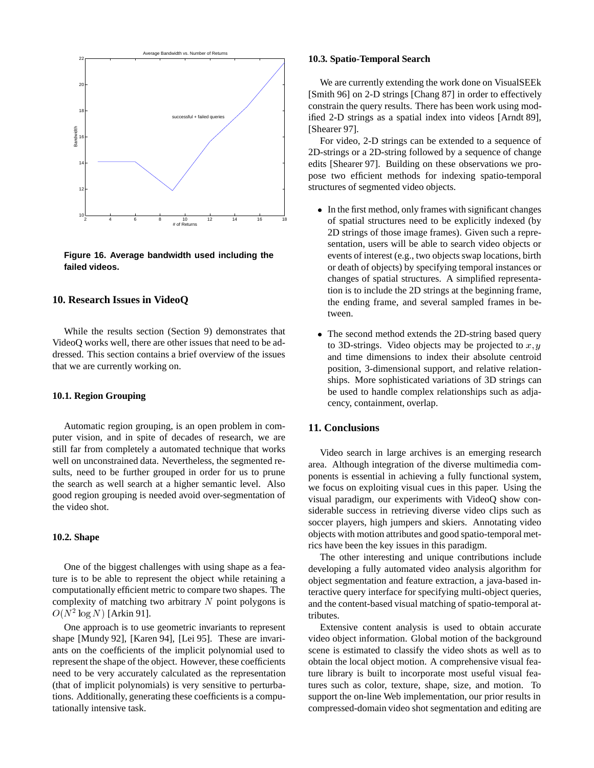Figure 16. Average bandwidth used including the failed videos.

## 10. Research Issues in VideoQ

While the results section (Section 9) demonstrates that VideoQ works well, there are other issues that need to be addressed. This section contains a brief overview of the issues that we are currently working on.

### 10.1. Region Grouping

Automatic region grouping, is an open problem in computer vision, and in spite of decades of research, we are still far from completely a automated technique that works well on unconstrained data. Nevertheless, the segmented results, need to be further grouped in order for us to prune the search as well search at a higher semantic level. Also good region grouping is needed avoid over-segmentation of the video shot.

### 10.2. Shape

One of the biggest challenges with using shape as a feature is to be able to represent the object while retaining a computationally efficient metric to compare two shapes. The complexity of matching two arbitrary $N$ point polygons is $O(N^2 \log N)$ [Arkin 91].

One approach is to use geometric invariants to represent shape [Mundy 92], [Karen 94], [Lei 95]. These are invariants on the coefficients of the implicit polynomial used to represent the shape of the object. However, these coefficients need to be very accurately calculated as the representation (that of implicit polynomials) is very sensitive to perturbations. Additionally, generating these coefficients is a computationally intensive task.

### 10.3. Spatio-Temporal Search

We are currently extending the work done on VisualSEEk [Smith 96] on 2-D strings [Chang 87] in order to effectively constrain the query results. There has been work using modified 2-D strings as a spatial index into videos [Arndt 89], [Shearer 97].

For video, 2-D strings can be extended to a sequence of 2D-strings or a 2D-string followed by a sequence of change edits [Shearer 97]. Building on these observations we propose two efficient methods for indexing spatio-temporal structures of segmented video objects.

- In the first method, only frames with significant changes of spatial structures need to be explicitly indexed (by 2D strings of those image frames). Given such a representation, users will be able to search video objects or events of interest (e.g., two objects swap locations, birth or death of objects) by specifying temporal instances or changes of spatial structures. A simplified representation is to include the 2D strings at the beginning frame, the ending frame, and several sampled frames in between.
- The second method extends the 2D-string based query to 3D-strings. Video objects may be projected to $x, y$ and time dimensions to index their absolute centroid position, 3-dimensional support, and relative relationships. More sophisticated variations of 3D strings can be used to handle complex relationships such as adjacency, containment, overlap.

## 11. Conclusions

Video search in large archives is an emerging research area. Although integration of the diverse multimedia components is essential in achieving a fully functional system, we focus on exploiting visual cues in this paper. Using the visual paradigm, our experiments with VideoQ show considerable success in retrieving diverse video clips such as soccer players, high jumpers and skiers. Annotating video objects with motion attributes and good spatio-temporal metrics have been the key issues in this paradigm.

The other interesting and unique contributions include developing a fully automated video analysis algorithm for object segmentation and feature extraction, a java-based interactive query interface for specifying multi-object queries, and the content-based visual matching of spatio-temporal attributes.

Extensive content analysis is used to obtain accurate video object information. Global motion of the background scene is estimated to classify the video shots as well as to obtain the local object motion. A comprehensive visual feature library is built to incorporate most useful visual features such as color, texture, shape, size, and motion. To support the on-line Web implementation, our prior results in compressed-domain video shot segmentation and editing are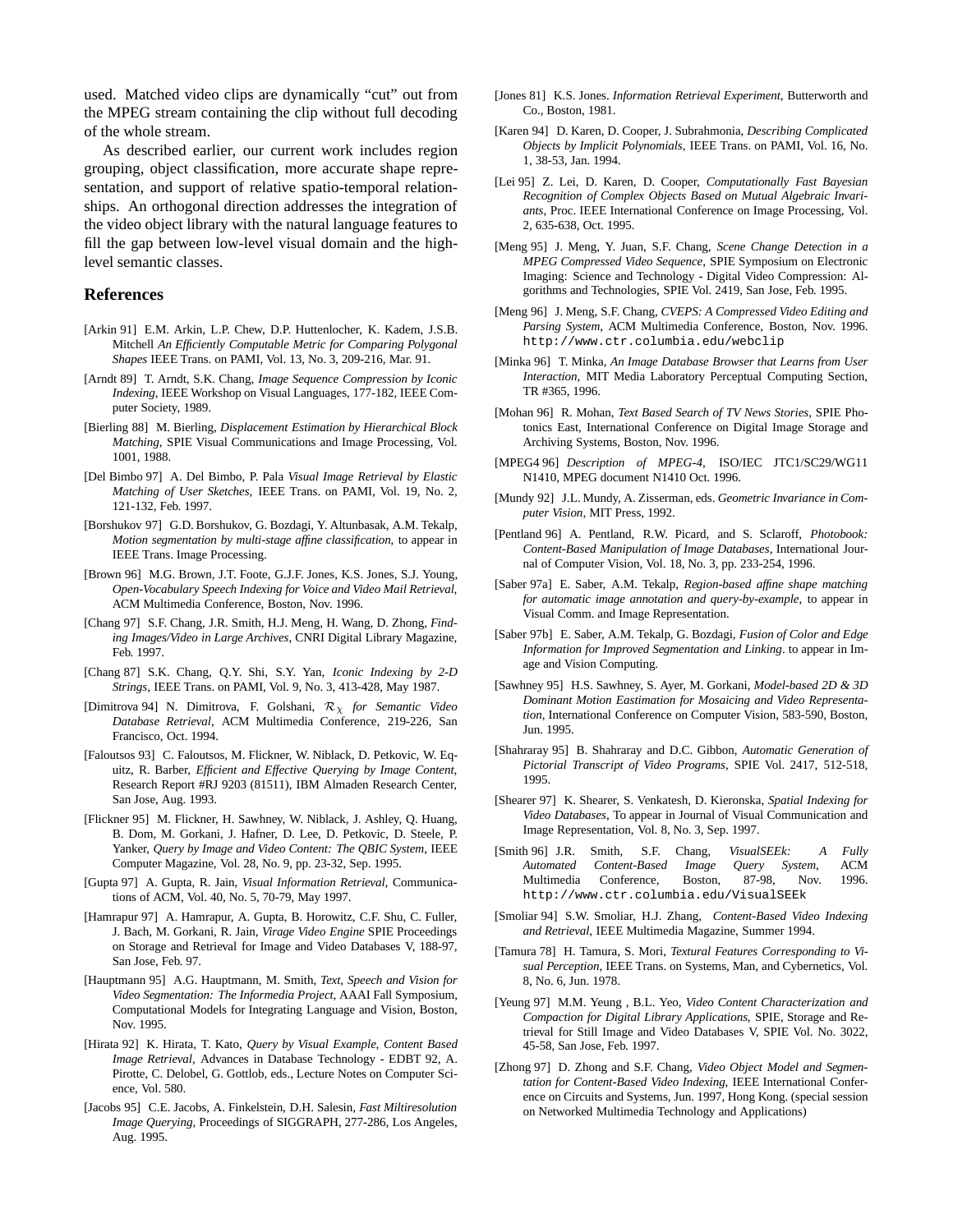used. Matched video clips are dynamically "cut" out from the MPEG stream containing the clip without full decoding of the whole stream.

As described earlier, our current work includes region grouping, object classification, more accurate shape representation, and support of relative spatio-temporal relationships. An orthogonal direction addresses the integration of the video object library with the natural language features to fill the gap between low-level visual domain and the high-level semantic classes.

## References

[Arkin 91] E.M. Arkin, L.P. Chew, D.P. Huttenlocher, K. Kadem, J.S.B. Mitchell *An Efficiently Computable Metric for Comparing Polygonal Shapes* IEEE Trans. on PAMI, Vol. 13, No. 3, 209-216, Mar. 91.

[Arndt 89] T. Arndt, S.K. Chang, *Image Sequence Compression by Iconic Indexing*, IEEE Workshop on Visual Languages, 177-182, IEEE Computer Society, 1989.

[Bierling 88] M. Bierling, *Displacement Estimation by Hierarchical Block Matching*, SPIE Visual Communications and Image Processing, Vol. 1001, 1988.

[Del Bimbo 97] A. Del Bimbo, P. Pala *Visual Image Retrieval by Elastic Matching of User Sketches*, IEEE Trans. on PAMI, Vol. 19, No. 2, 121-132, Feb. 1997.

[Borshukov 97] G.D. Borshukov, G. Bozdagi, Y. Altunbasak, A.M. Tekalp, *Motion segmentation by multi-stage affine classification*, to appear in IEEE Trans. Image Processing.

[Brown 96] M.G. Brown, J.T. Foote, G.J.F. Jones, K.S. Jones, S.J. Young, *Open-Vocabulary Speech Indexing for Voice and Video Mail Retrieval*, ACM Multimedia Conference, Boston, Nov. 1996.

[Chang 97] S.F. Chang, J.R. Smith, H.J. Meng, H. Wang, D. Zhong, *Finding Images/Video in Large Archives*, CNRI Digital Library Magazine, Feb. 1997.

[Chang 87] S.K. Chang, Q.Y. Shi, S.Y. Yan, *Iconic Indexing by 2-D Strings*, IEEE Trans. on PAMI, Vol. 9, No. 3, 413-428, May 1987.

[Dimitrova 94] N. Dimitrova, F. Golshani, *$\mathcal{R}_\chi$ for Semantic Video Database Retrieval*, ACM Multimedia Conference, 219-226, San Francisco, Oct. 1994.

[Faloutsos 93] C. Faloutsos, M. Flickner, W. Niblack, D. Petkovic, W. Equitz, R. Barber, *Efficient and Effective Querying by Image Content*, Research Report #RJ 9203 (81511), IBM Almaden Research Center, San Jose, Aug. 1993.

[Flickner 95] M. Flickner, H. Sawhney, W. Niblack, J. Ashley, Q. Huang, B. Dom, M. Gorkani, J. Hafner, D. Lee, D. Petkovic, D. Steele, P. Yanker, *Query by Image and Video Content: The QBIC System*, IEEE Computer Magazine, Vol. 28, No. 9, pp. 23-32, Sep. 1995.

[Gupta 97] A. Gupta, R. Jain, *Visual Information Retrieval*, Communications of ACM, Vol. 40, No. 5, 70-79, May 1997.

[Hamrapur 97] A. Hamrapur, A. Gupta, B. Horowitz, C.F. Shu, C. Fuller, J. Bach, M. Gorkani, R. Jain, *Virage Video Engine* SPIE Proceedings on Storage and Retrieval for Image and Video Databases V, 188-97, San Jose, Feb. 97.

[Hauptmann 95] A.G. Hauptmann, M. Smith, *Text, Speech and Vision for Video Segmentation: The Informedia Project*, AAAI Fall Symposium, Computational Models for Integrating Language and Vision, Boston, Nov. 1995.

[Hirata 92] K. Hirata, T. Kato, *Query by Visual Example, Content Based Image Retrieval*, Advances in Database Technology - EDBT 92, A. Pirotte, C. Delobel, G. Gottlob, eds., Lecture Notes on Computer Science, Vol. 580.

[Jacobs 95] C.E. Jacobs, A. Finkelstein, D.H. Salesin, *Fast Miltiresolution Image Querying*, Proceedings of SIGGRAPH, 277-286, Los Angeles, Aug. 1995.

[Jones 81] K.S. Jones. *Information Retrieval Experiment*, Butterworth and Co., Boston, 1981.

[Karen 94] D. Karen, D. Cooper, J. Subrahmonia, *Describing Complicated Objects by Implicit Polynomials*, IEEE Trans. on PAMI, Vol. 16, No. 1, 38-53, Jan. 1994.

[Lei 95] Z. Lei, D. Karen, D. Cooper, *Computationally Fast Bayesian Recognition of Complex Objects Based on Mutual Algebraic Invariants*, Proc. IEEE International Conference on Image Processing, Vol. 2, 635-638, Oct. 1995.

[Meng 95] J. Meng, Y. Juan, S.F. Chang, *Scene Change Detection in a MPEG Compressed Video Sequence*, SPIE Symposium on Electronic Imaging: Science and Technology - Digital Video Compression: Algorithms and Technologies, SPIE Vol. 2419, San Jose, Feb. 1995.

[Meng 96] J. Meng, S.F. Chang, *CVEPS: A Compressed Video Editing and Parsing System*, ACM Multimedia Conference, Boston, Nov. 1996. `http://www.ctr.columbia.edu/webclip`

[Minka 96] T. Minka, *An Image Database Browser that Learns from User Interaction*, MIT Media Laboratory Perceptual Computing Section, TR #365, 1996.

[Mohan 96] R. Mohan, *Text Based Search of TV News Stories*, SPIE Photonics East, International Conference on Digital Image Storage and Archiving Systems, Boston, Nov. 1996.

[MPEG4 96] *Description of MPEG-4*, ISO/IEC JTC1/SC29/WG11 N1410, MPEG document N1410 Oct. 1996.

[Mundy 92] J.L. Mundy, A. Zisserman, eds. *Geometric Invariance in Computer Vision*, MIT Press, 1992.

[Pentland 96] A. Pentland, R.W. Picard, and S. Sclaroff, *Photobook: Content-Based Manipulation of Image Databases*, International Journal of Computer Vision, Vol. 18, No. 3, pp. 233-254, 1996.

[Saber 97a] E. Saber, A.M. Tekalp, *Region-based affine shape matching for automatic image annotation and query-by-example*, to appear in Visual Comm. and Image Representation.

[Saber 97b] E. Saber, A.M. Tekalp, G. Bozdagi, *Fusion of Color and Edge Information for Improved Segmentation and Linking*. to appear in Image and Vision Computing.

[Sawhney 95] H.S. Sawhney, S. Ayer, M. Gorkani, *Model-based 2D & 3D Dominant Motion Eastimation for Mosaicing and Video Representation*, International Conference on Computer Vision, 583-590, Boston, Jun. 1995.

[Shahraray 95] B. Shahraray and D.C. Gibbon, *Automatic Generation of Pictorial Transcript of Video Programs*, SPIE Vol. 2417, 512-518, 1995.

[Shearer 97] K. Shearer, S. Venkatesh, D. Kieronska, *Spatial Indexing for Video Databases*, To appear in Journal of Visual Communication and Image Representation, Vol. 8, No. 3, Sep. 1997.

[Smith 96] J.R. Smith, S.F. Chang, *VisualSEEk: A Fully Automated Content-Based Image Query System*, ACM Multimedia Conference, Boston, 87-98, Nov. 1996. `http://www.ctr.columbia.edu/VisualSEEk`

[Smoliar 94] S.W. Smoliar, H.J. Zhang, *Content-Based Video Indexing and Retrieval*, IEEE Multimedia Magazine, Summer 1994.

[Tamura 78] H. Tamura, S. Mori, *Textural Features Corresponding to Visual Perception*, IEEE Trans. on Systems, Man, and Cybernetics, Vol. 8, No. 6, Jun. 1978.

[Yeung 97] M.M. Yeung , B.L. Yeo, *Video Content Characterization and Compaction for Digital Library Applications*, SPIE, Storage and Retrieval for Still Image and Video Databases V, SPIE Vol. No. 3022, 45-58, San Jose, Feb. 1997.

[Zhong 97] D. Zhong and S.F. Chang, *Video Object Model and Segmentation for Content-Based Video Indexing*, IEEE International Conference on Circuits and Systems, Jun. 1997, Hong Kong. (special session on Networked Multimedia Technology and Applications)